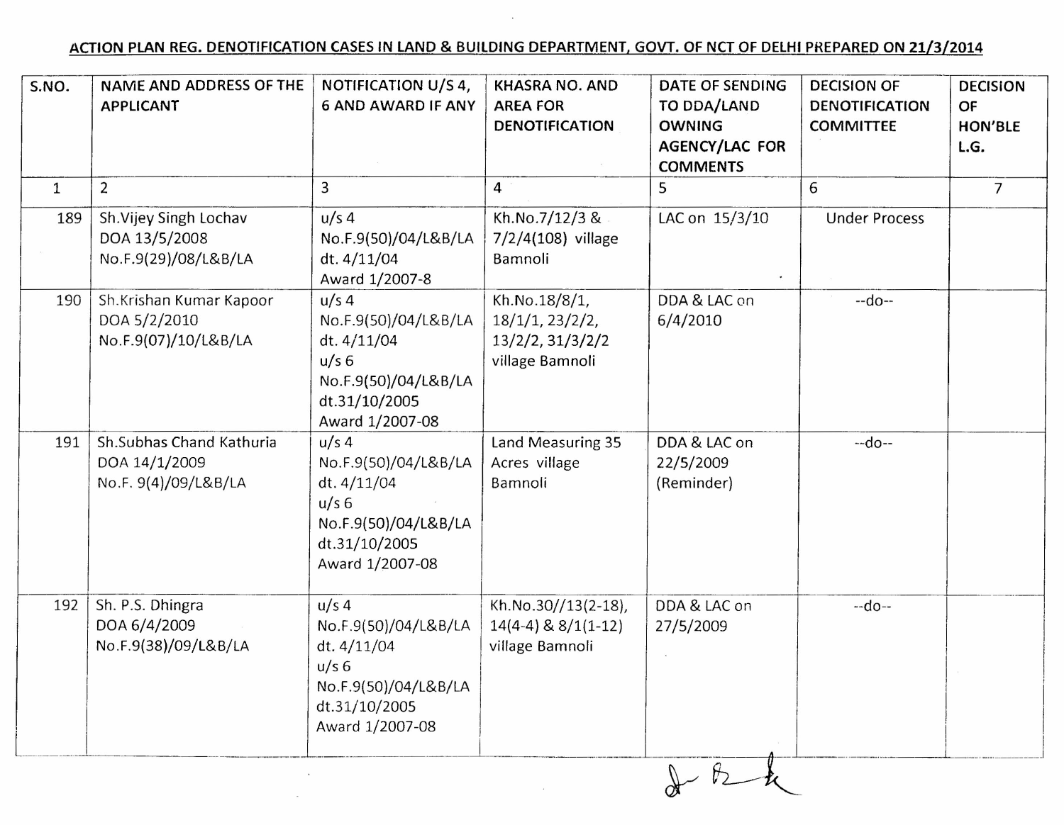## ACTION PLAN REG. DENOTIFICATION CASES IN LAND & BUILDING DEPARTMENT, GOVT. OF NCT OF DELHI PREPARED ON 21/3/2014

| S.NO. | NAME AND ADDRESS OF THE APPLICANT | NOTIFICATION U/S 4, 6 AND AWARD IF ANY | KHASRA NO. AND AREA FOR DENOTIFICATION | DATE OF SENDING TO DDA/LAND OWNING AGENCY/LAC FOR COMMENTS | DECISION OF DENOTIFICATION COMMITTEE | DECISION OF HON'BLE L.G. |
|---|---|---|---|---|---|---|
| 1 | 2 | 3 | 4 | 5 | 6 | 7 |
| 189 | Sh.Vijey Singh Lochav<br>DOA 13/5/2008<br>No.F.9(29)/08/L&B/LA | u/s 4<br>No.F.9(50)/04/L&B/LA<br>dt. 4/11/04<br>Award 1/2007-8 | Kh.No.7/12/3 & 7/2/4(108) village Bamnoli | LAC on 15/3/10 | Under Process | |
| 190 | Sh.Krishan Kumar Kapoor<br>DOA 5/2/2010<br>No.F.9(07)/10/L&B/LA | u/s 4<br>No.F.9(50)/04/L&B/LA<br>dt. 4/11/04<br>u/s 6<br>No.F.9(50)/04/L&B/LA<br>dt.31/10/2005<br>Award 1/2007-08 | Kh.No.18/8/1, 18/1/1, 23/2/2, 13/2/2, 31/3/2/2 village Bamnoli | DDA & LAC on 6/4/2010 | --do-- | |
| 191 | Sh.Subhas Chand Kathuria<br>DOA 14/1/2009<br>No.F. 9(4)/09/L&B/LA | u/s 4<br>No.F.9(50)/04/L&B/LA<br>dt. 4/11/04<br>u/s 6<br>No.F.9(50)/04/L&B/LA<br>dt.31/10/2005<br>Award 1/2007-08 | Land Measuring 35 Acres village Bamnoli | DDA & LAC on 22/5/2009 (Reminder) | --do-- | |
| 192 | Sh. P.S. Dhingra<br>DOA 6/4/2009<br>No.F.9(38)/09/L&B/LA | u/s 4<br>No.F.9(50)/04/L&B/LA<br>dt. 4/11/04<br>u/s 6<br>No.F.9(50)/04/L&B/LA<br>dt.31/10/2005<br>Award 1/2007-08 | Kh.No.30//13(2-18), 14(4-4) & 8/1(1-12) village Bamnoli | DDA & LAC on 27/5/2009 | --do-- | |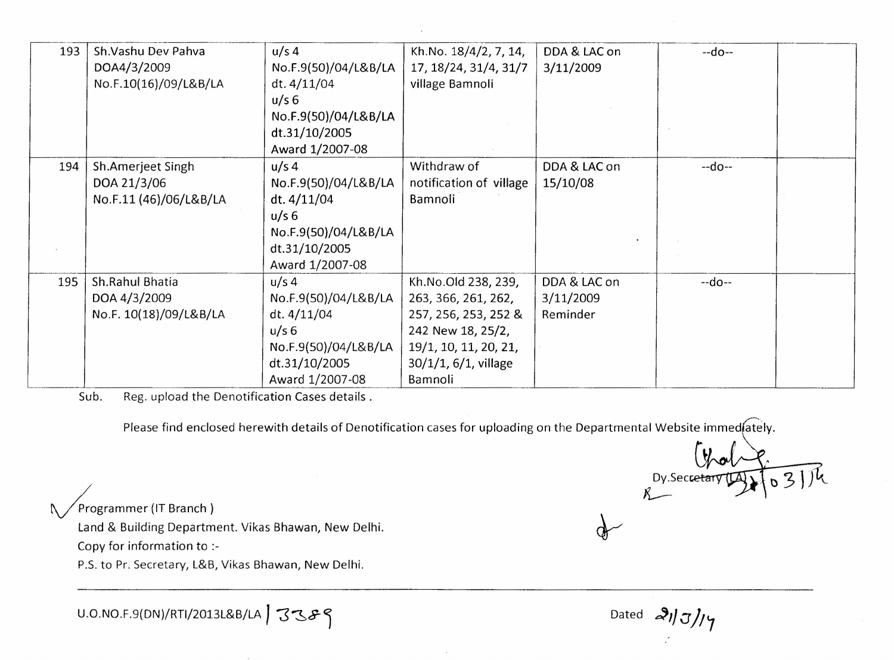| | | | | | | |
|---|---|---|---|---|---|---|
| 193 | Sh.Vashu Dev Pahva DOA4/3/2009 No.F.10(16)/09/L&B/LA | u/s 4 No.F.9(50)/04/L&B/LA dt. 4/11/04 u/s 6 No.F.9(50)/04/L&B/LA dt.31/10/2005 Award 1/2007-08 | Kh.No. 18/4/2, 7, 14, 17, 18/24, 31/4, 31/7 village Bamnoli | DDA & LAC on 3/11/2009 | --do-- | |
| 194 | Sh.Amerjeet Singh DOA 21/3/06 No.F.11 (46)/06/L&B/LA | u/s 4 No.F.9(50)/04/L&B/LA dt. 4/11/04 u/s 6 No.F.9(50)/04/L&B/LA dt.31/10/2005 Award 1/2007-08 | Withdraw of notification of village Bamnoli | DDA & LAC on 15/10/08 | --do-- | |
| 195 | Sh.Rahul Bhatia DOA 4/3/2009 No.F. 10(18)/09/L&B/LA | u/s 4 No.F.9(50)/04/L&B/LA dt. 4/11/04 u/s 6 No.F.9(50)/04/L&B/LA dt.31/10/2005 Award 1/2007-08 | Kh.No.Old 238, 239, 263, 366, 261, 262, 257, 256, 253, 252 & 242 New 18, 25/2, 19/1, 10, 11, 20, 21, 30/1/1, 6/1, village Bamnoli | DDA & LAC on 3/11/2009 Reminder | --do-- | |

Sub. Reg. upload the Denotification Cases details .

Please find enclosed herewith details of Denotification cases for uploading on the Departmental Website immediately.

Dy.Secretary (LA) 21/03/14

Programmer (IT Branch )
Land & Building Department. Vikas Bhawan, New Delhi.
Copy for information to :-
P.S. to Pr. Secretary, L&B, Vikas Bhawan, New Delhi.

U.O.NO.F.9(DN)/RTI/2013L&B/LA | 3389 Dated 21/3/14